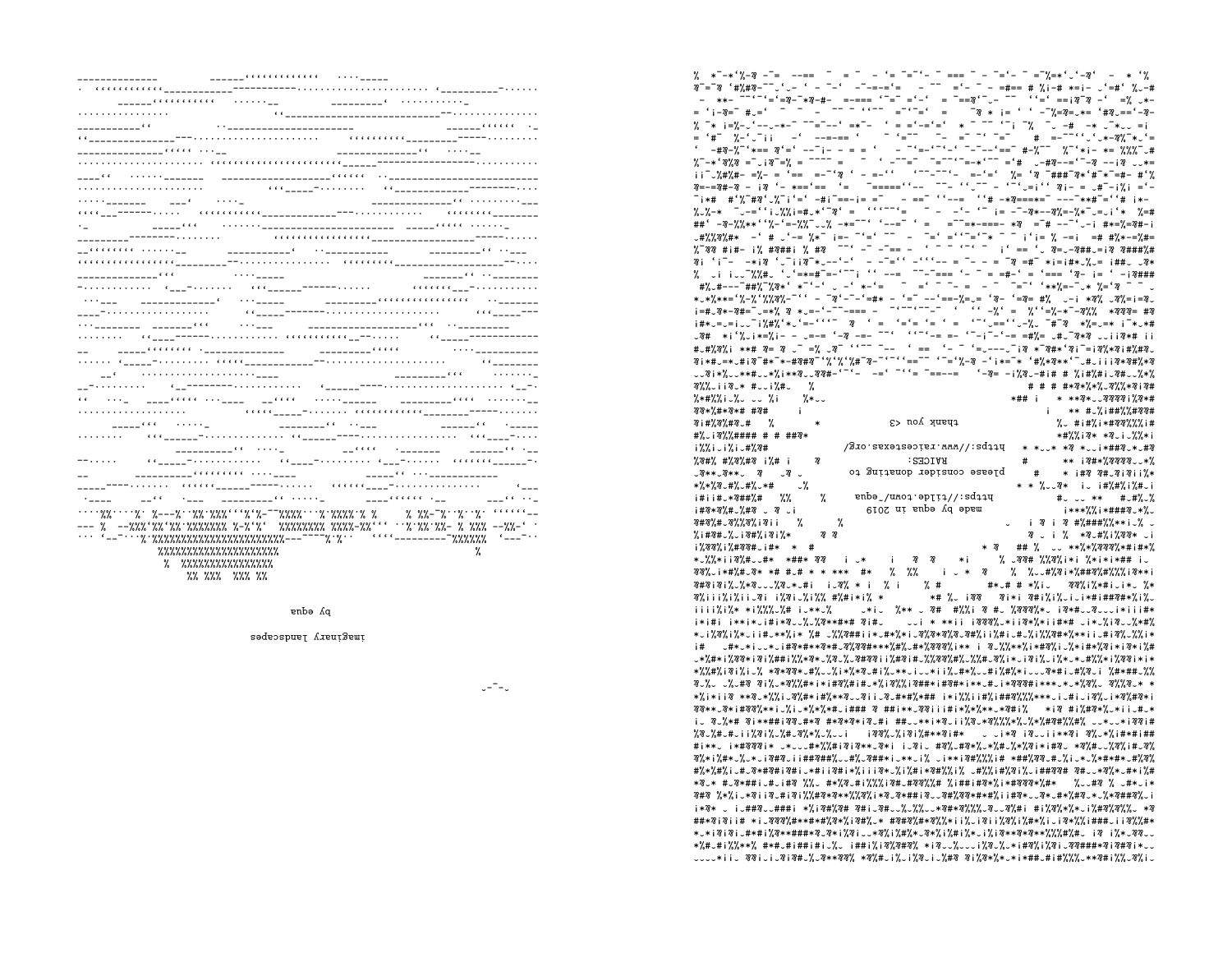imaginary landscapes

by equa

thank you <3

https://www.raicestexas.org/

please consider donating to RAICES:

https://tilde.town/~equa

made by equa in 2019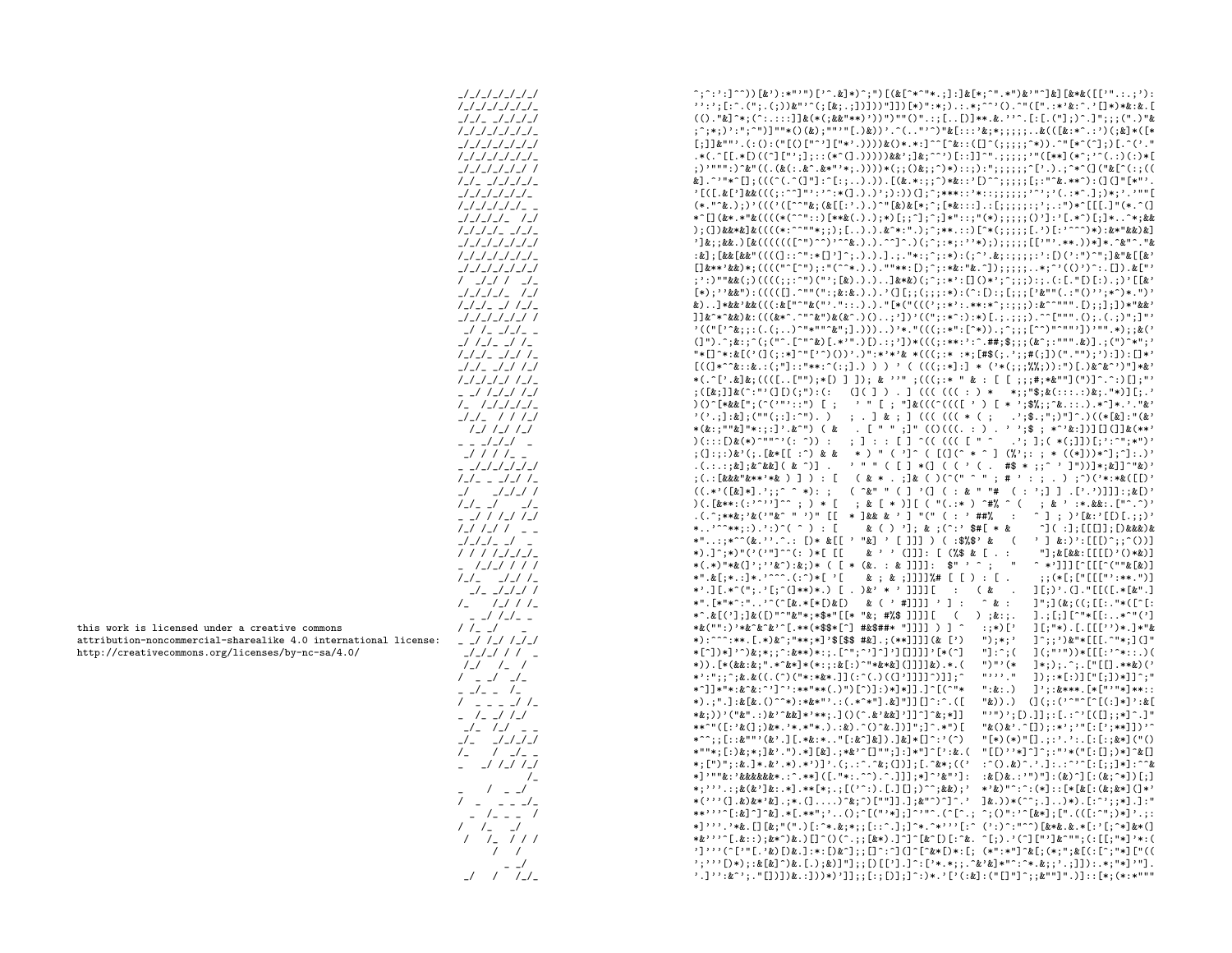this work is licensed under a creative commons attribution-noncommercial-sharealike 4.0 international license: http://creativecommons.org/licenses/by-nc-sa/4.0/